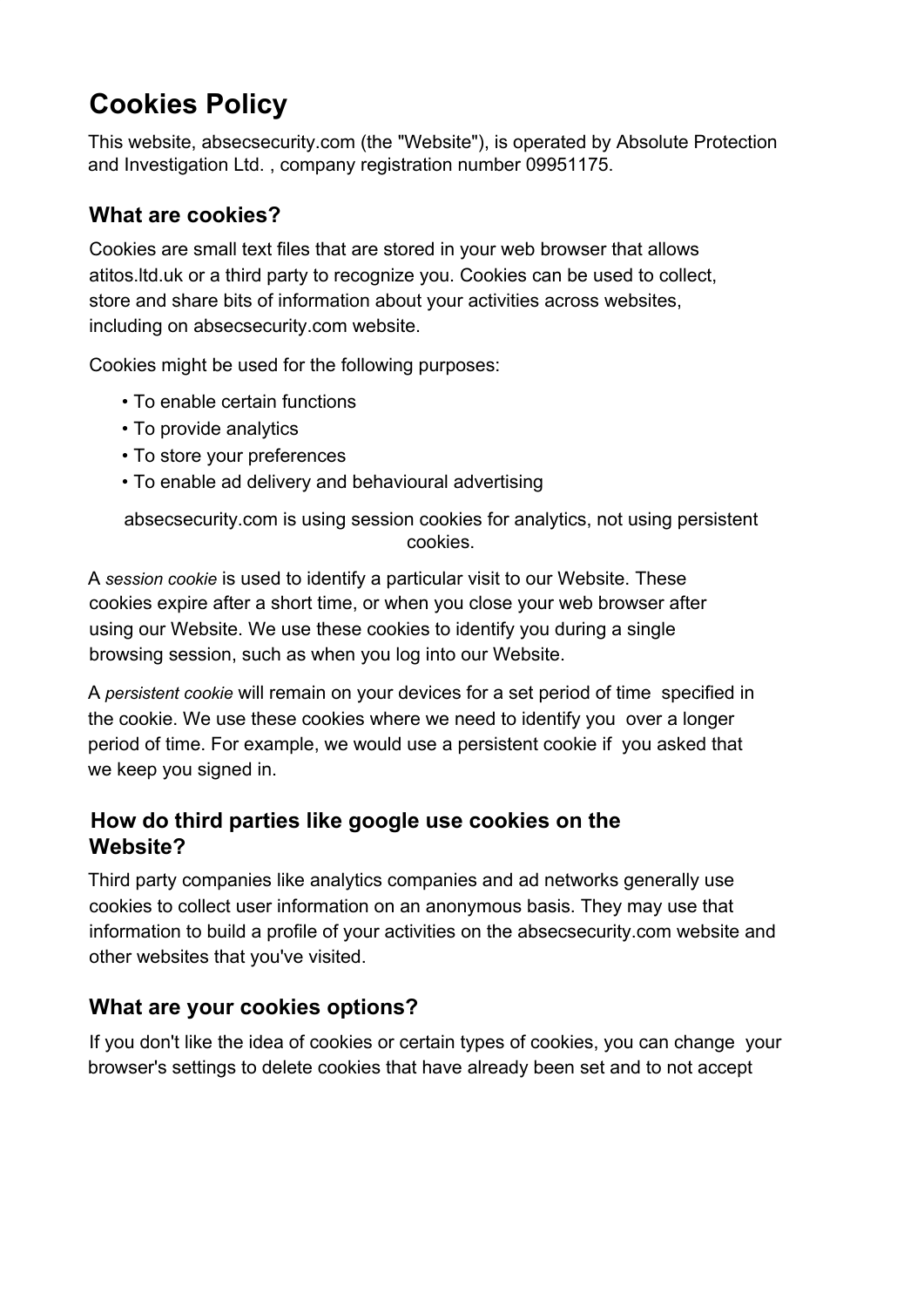# Cookies Policy

This website, absecsecurity.com (the "Website"), is operated by Absolute Protection and Investigation Ltd. , company registration number 09951175.

## What are cookies?

Cookies are small text files that are stored in your web browser that allows atitos.ltd.uk or a third party to recognize you. Cookies can be used to collect, store and share bits of information about your activities across websites, including on absecsecurity.com website.

Cookies might be used for the following purposes:

- To enable certain functions
- To provide analytics
- To store your preferences
- To enable ad delivery and behavioural advertising

absecsecurity.com is using session cookies for analytics, not using persistent cookies.

A *session cookie* is used to identify a particular visit to our Website. These cookies expire after a short time, or when you close your web browser after using our Website. We use these cookies to identify you during a single browsing session, such as when you log into our Website.

A *persistent cookie* will remain on your devices for a set period of time specified in the cookie. We use these cookies where we need to identify you over a longer period of time. For example, we would use a persistent cookie if you asked that we keep you signed in.

## How do third parties like google use cookies on the Website?

Third party companies like analytics companies and ad networks generally use cookies to collect user information on an anonymous basis. They may use that information to build a profile of your activities on the absecsecurity.com website and other websites that you've visited.

## What are your cookies options?

If you don't like the idea of cookies or certain types of cookies, you can change your browser's settings to delete cookies that have already been set and to not accept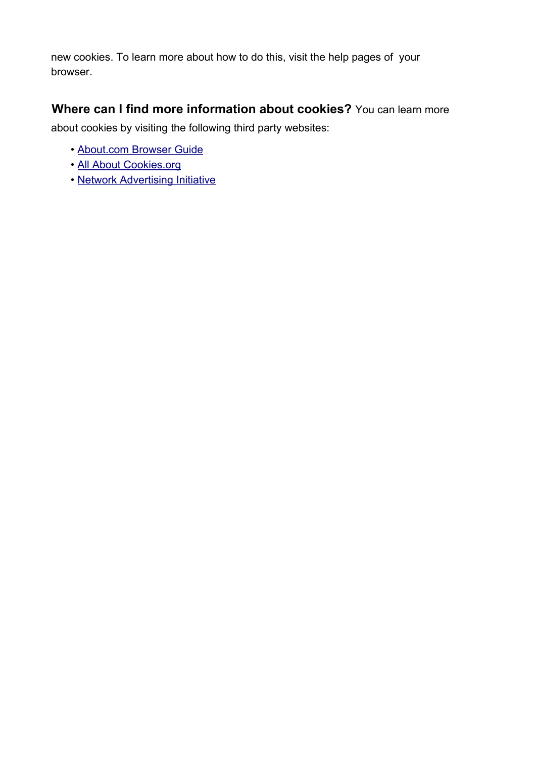new cookies. To learn more about how to do this, visit the help pages of your browser.

**Where can I find more information about cookies?** You can learn more about cookies by visiting the following third party websites:

- About.com Browser Guide
- All About Cookies.org
- Network Advertising Initiative